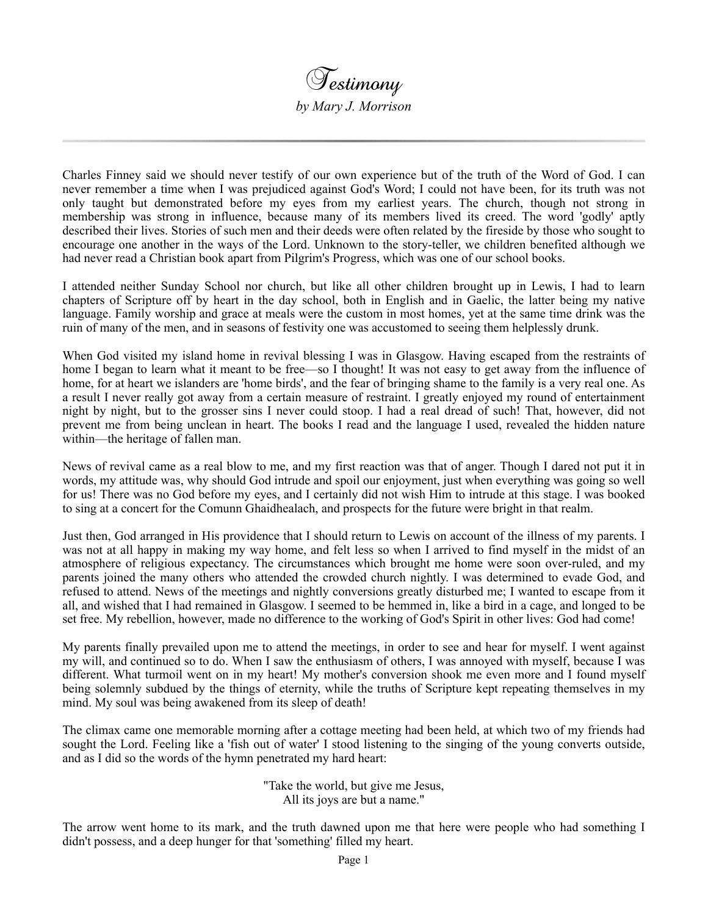# Testimony

*by Mary J. Morrison*

---

Charles Finney said we should never testify of our own experience but of the truth of the Word of God. I can never remember a time when I was prejudiced against God's Word; I could not have been, for its truth was not only taught but demonstrated before my eyes from my earliest years. The church, though not strong in membership was strong in influence, because many of its members lived its creed. The word 'godly' aptly described their lives. Stories of such men and their deeds were often related by the fireside by those who sought to encourage one another in the ways of the Lord. Unknown to the story-teller, we children benefited although we had never read a Christian book apart from Pilgrim's Progress, which was one of our school books.

I attended neither Sunday School nor church, but like all other children brought up in Lewis, I had to learn chapters of Scripture off by heart in the day school, both in English and in Gaelic, the latter being my native language. Family worship and grace at meals were the custom in most homes, yet at the same time drink was the ruin of many of the men, and in seasons of festivity one was accustomed to seeing them helplessly drunk.

When God visited my island home in revival blessing I was in Glasgow. Having escaped from the restraints of home I began to learn what it meant to be free—so I thought! It was not easy to get away from the influence of home, for at heart we islanders are 'home birds', and the fear of bringing shame to the family is a very real one. As a result I never really got away from a certain measure of restraint. I greatly enjoyed my round of entertainment night by night, but to the grosser sins I never could stoop. I had a real dread of such! That, however, did not prevent me from being unclean in heart. The books I read and the language I used, revealed the hidden nature within—the heritage of fallen man.

News of revival came as a real blow to me, and my first reaction was that of anger. Though I dared not put it in words, my attitude was, why should God intrude and spoil our enjoyment, just when everything was going so well for us! There was no God before my eyes, and I certainly did not wish Him to intrude at this stage. I was booked to sing at a concert for the Comunn Ghaidhealach, and prospects for the future were bright in that realm.

Just then, God arranged in His providence that I should return to Lewis on account of the illness of my parents. I was not at all happy in making my way home, and felt less so when I arrived to find myself in the midst of an atmosphere of religious expectancy. The circumstances which brought me home were soon over-ruled, and my parents joined the many others who attended the crowded church nightly. I was determined to evade God, and refused to attend. News of the meetings and nightly conversions greatly disturbed me; I wanted to escape from it all, and wished that I had remained in Glasgow. I seemed to be hemmed in, like a bird in a cage, and longed to be set free. My rebellion, however, made no difference to the working of God's Spirit in other lives: God had come!

My parents finally prevailed upon me to attend the meetings, in order to see and hear for myself. I went against my will, and continued so to do. When I saw the enthusiasm of others, I was annoyed with myself, because I was different. What turmoil went on in my heart! My mother's conversion shook me even more and I found myself being solemnly subdued by the things of eternity, while the truths of Scripture kept repeating themselves in my mind. My soul was being awakened from its sleep of death!

The climax came one memorable morning after a cottage meeting had been held, at which two of my friends had sought the Lord. Feeling like a 'fish out of water' I stood listening to the singing of the young converts outside, and as I did so the words of the hymn penetrated my hard heart:

"Take the world, but give me Jesus,
All its joys are but a name."

The arrow went home to its mark, and the truth dawned upon me that here were people who had something I didn't possess, and a deep hunger for that 'something' filled my heart.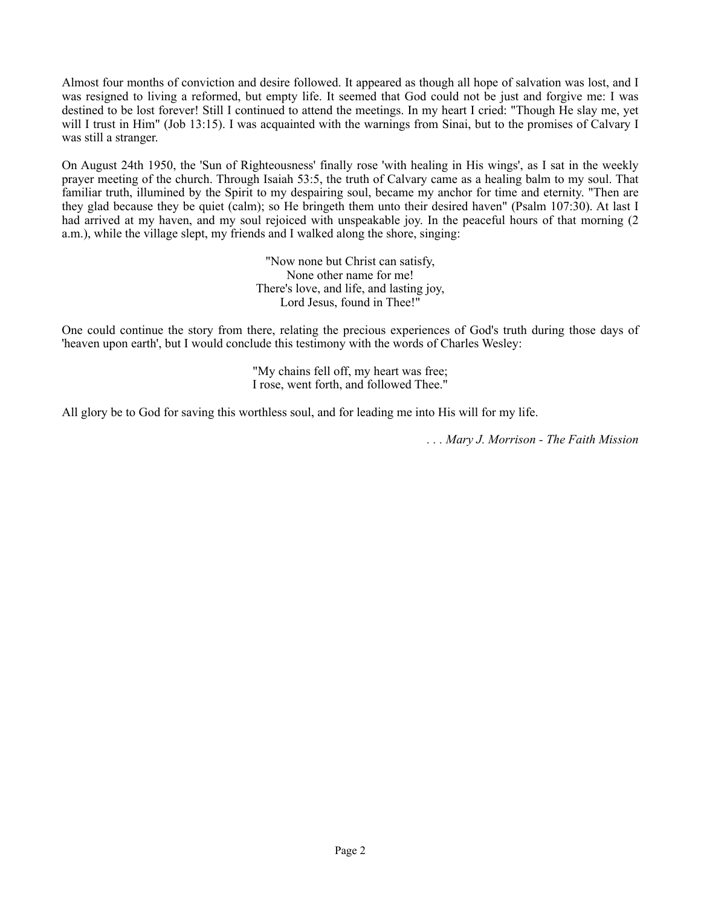Almost four months of conviction and desire followed. It appeared as though all hope of salvation was lost, and I was resigned to living a reformed, but empty life. It seemed that God could not be just and forgive me: I was destined to be lost forever! Still I continued to attend the meetings. In my heart I cried: "Though He slay me, yet will I trust in Him" (Job 13:15). I was acquainted with the warnings from Sinai, but to the promises of Calvary I was still a stranger.

On August 24th 1950, the 'Sun of Righteousness' finally rose 'with healing in His wings', as I sat in the weekly prayer meeting of the church. Through Isaiah 53:5, the truth of Calvary came as a healing balm to my soul. That familiar truth, illumined by the Spirit to my despairing soul, became my anchor for time and eternity. "Then are they glad because they be quiet (calm); so He bringeth them unto their desired haven" (Psalm 107:30). At last I had arrived at my haven, and my soul rejoiced with unspeakable joy. In the peaceful hours of that morning (2 a.m.), while the village slept, my friends and I walked along the shore, singing:

"Now none but Christ can satisfy,
None other name for me!
There's love, and life, and lasting joy,
Lord Jesus, found in Thee!"

One could continue the story from there, relating the precious experiences of God's truth during those days of 'heaven upon earth', but I would conclude this testimony with the words of Charles Wesley:

"My chains fell off, my heart was free;
I rose, went forth, and followed Thee."

All glory be to God for saving this worthless soul, and for leading me into His will for my life.

*. . . Mary J. Morrison - The Faith Mission*